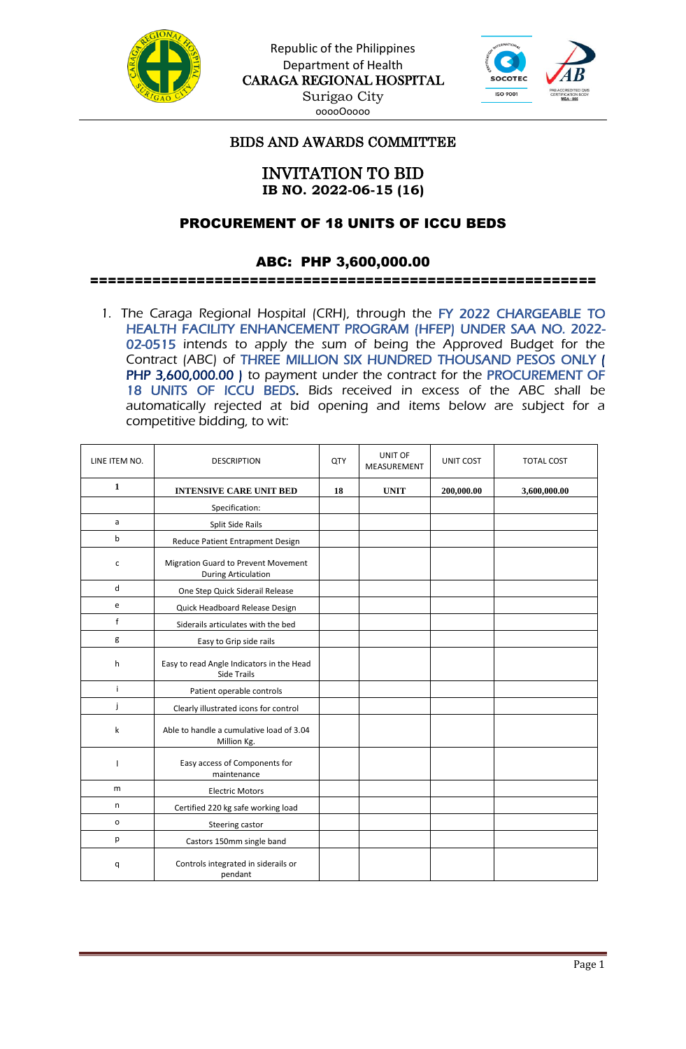Republic of the Philippines
Department of Health
CARAGA REGIONAL HOSPITAL
Surigao City
oooo0oooo

## BIDS AND AWARDS COMMITTEE

# INVITATION TO BID
**IB NO. 2022-06-15 (16)**

## PROCUREMENT OF 18 UNITS OF ICCU BEDS

## ABC: PHP 3,600,000.00

==========================================================

1. The Caraga Regional Hospital (CRH), through the FY 2022 CHARGEABLE TO HEALTH FACILITY ENHANCEMENT PROGRAM (HFEP) UNDER SAA NO. 2022-02-0515 intends to apply the sum of being the Approved Budget for the Contract (ABC) of THREE MILLION SIX HUNDRED THOUSAND PESOS ONLY ( PHP 3,600,000.00 ) to payment under the contract for the PROCUREMENT OF 18 UNITS OF ICCU BEDS. Bids received in excess of the ABC shall be automatically rejected at bid opening and items below are subject for a competitive bidding, to wit:

| LINE ITEM NO. | DESCRIPTION | QTY | UNIT OF MEASUREMENT | UNIT COST | TOTAL COST |
|---|---|---|---|---|---|
| 1 | **INTENSIVE CARE UNIT BED** | 18 | UNIT | 200,000.00 | 3,600,000.00 |
| | Specification: | | | | |
| a | Split Side Rails | | | | |
| b | Reduce Patient Entrapment Design | | | | |
| c | Migration Guard to Prevent Movement During Articulation | | | | |
| d | One Step Quick Siderail Release | | | | |
| e | Quick Headboard Release Design | | | | |
| f | Siderails articulates with the bed | | | | |
| g | Easy to Grip side rails | | | | |
| h | Easy to read Angle Indicators in the Head Side Trails | | | | |
| i | Patient operable controls | | | | |
| j | Clearly illustrated icons for control | | | | |
| k | Able to handle a cumulative load of 3.04 Million Kg. | | | | |
| l | Easy access of Components for maintenance | | | | |
| m | Electric Motors | | | | |
| n | Certified 220 kg safe working load | | | | |
| o | Steering castor | | | | |
| p | Castors 150mm single band | | | | |
| q | Controls integrated in siderails or pendant | | | | |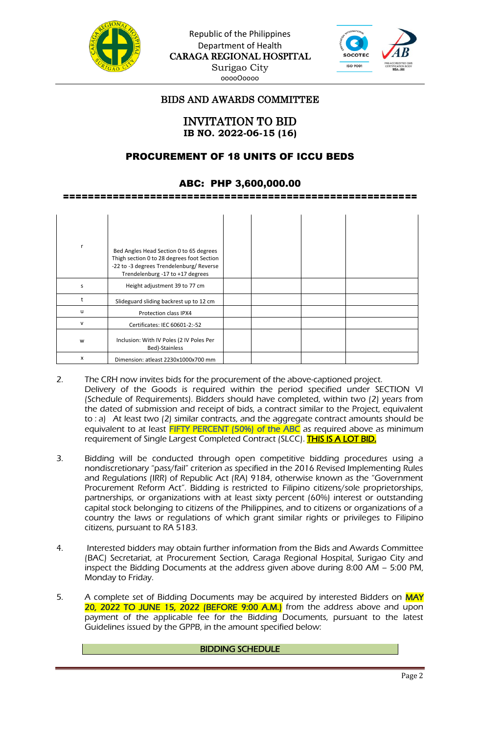Republic of the Philippines
Department of Health
CARAGA REGIONAL HOSPITAL
Surigao City
oooo0oooo

## BIDS AND AWARDS COMMITTEE

## INVITATION TO BID
**IB NO. 2022-06-15 (16)**

## PROCUREMENT OF 18 UNITS OF ICCU BEDS

## ABC: PHP 3,600,000.00

==========================================================

| | | | | | |
|---|---|---|---|---|---|
| r | Bed Angles Head Section 0 to 65 degrees Thigh section 0 to 28 degrees foot Section -22 to -3 degrees Trendelenburg/ Reverse Trendelenburg -17 to +17 degrees | | | | |
| s | Height adjustment 39 to 77 cm | | | | |
| t | Slideguard sliding backrest up to 12 cm | | | | |
| u | Protection class IPX4 | | | | |
| v | Certificates: IEC 60601-2:-52 | | | | |
| w | Inclusion: With IV Poles (2 IV Poles Per Bed)-Stainless | | | | |
| x | Dimension: atleast 2230x1000x700 mm | | | | |

2. The CRH now invites bids for the procurement of the above-captioned project. Delivery of the Goods is required within the period specified under SECTION VI (Schedule of Requirements). Bidders should have completed, within two (2) years from the dated of submission and receipt of bids, a contract similar to the Project, equivalent to : a) At least two (2) similar contracts, and the aggregate contract amounts should be equivalent to at least FIFTY PERCENT (50%) of the ABC as required above as minimum requirement of Single Largest Completed Contract (SLCC). **THIS IS A LOT BID.**

3. Bidding will be conducted through open competitive bidding procedures using a nondiscretionary "pass/fail" criterion as specified in the 2016 Revised Implementing Rules and Regulations (IRR) of Republic Act (RA) 9184, otherwise known as the "Government Procurement Reform Act". Bidding is restricted to Filipino citizens/sole proprietorships, partnerships, or organizations with at least sixty percent (60%) interest or outstanding capital stock belonging to citizens of the Philippines, and to citizens or organizations of a country the laws or regulations of which grant similar rights or privileges to Filipino citizens, pursuant to RA 5183.

4. Interested bidders may obtain further information from the Bids and Awards Committee (BAC) Secretariat, at Procurement Section, Caraga Regional Hospital, Surigao City and inspect the Bidding Documents at the address given above during 8:00 AM – 5:00 PM, Monday to Friday.

5. A complete set of Bidding Documents may be acquired by interested Bidders on **MAY 20, 2022 TO JUNE 15, 2022 (BEFORE 9:00 A.M.)** from the address above and upon payment of the applicable fee for the Bidding Documents, pursuant to the latest Guidelines issued by the GPPB, in the amount specified below:

**BIDDING SCHEDULE**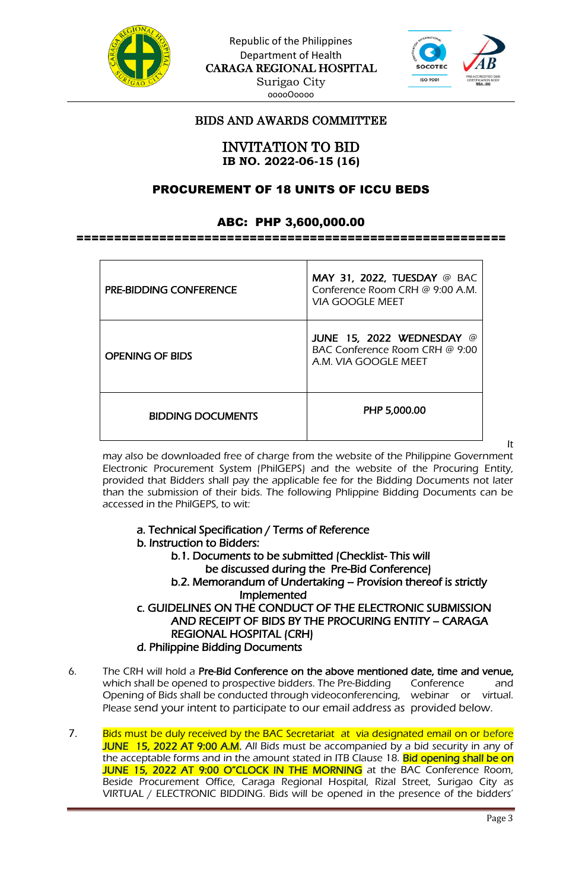Republic of the Philippines
Department of Health
CARAGA REGIONAL HOSPITAL
Surigao City
oooo0oooo

## BIDS AND AWARDS COMMITTEE

# INVITATION TO BID
**IB NO. 2022-06-15 (16)**

## PROCUREMENT OF 18 UNITS OF ICCU BEDS

## ABC: PHP 3,600,000.00

=======================================================

| | |
|---|---|
| PRE-BIDDING CONFERENCE | **MAY 31, 2022, TUESDAY** @ BAC Conference Room CRH @ 9:00 A.M. VIA GOOGLE MEET |
| OPENING OF BIDS | **JUNE 15, 2022 WEDNESDAY** @ BAC Conference Room CRH @ 9:00 A.M. VIA GOOGLE MEET |
| BIDDING DOCUMENTS | PHP 5,000.00 |

It may also be downloaded free of charge from the website of the Philippine Government Electronic Procurement System (PhilGEPS) and the website of the Procuring Entity, provided that Bidders shall pay the applicable fee for the Bidding Documents not later than the submission of their bids. The following Phlippine Bidding Documents can be accessed in the PhilGEPS, to wit:

a. Technical Specification / Terms of Reference
b. Instruction to Bidders:
   - b.1. Documents to be submitted (Checklist- This will be discussed during the Pre-Bid Conference)
   - b.2. Memorandum of Undertaking – Provision thereof is strictly Implemented

c. GUIDELINES ON THE CONDUCT OF THE ELECTRONIC SUBMISSION AND RECEIPT OF BIDS BY THE PROCURING ENTITY – CARAGA REGIONAL HOSPITAL (CRH)
d. Philippine Bidding Documents

6. The CRH will hold a **Pre-Bid Conference on the above mentioned date, time and venue,** which shall be opened to prospective bidders. The Pre-Bidding Conference and Opening of Bids shall be conducted through videoconferencing, webinar or virtual. Please send your intent to participate to our email address as provided below.

7. **Bids must be duly received by the BAC Secretariat at via designated email on or before JUNE 15, 2022 AT 9:00 A.M**. All Bids must be accompanied by a bid security in any of the acceptable forms and in the amount stated in ITB Clause 18. **Bid opening shall be on JUNE 15, 2022 AT 9:00 O"CLOCK IN THE MORNING** at the BAC Conference Room, Beside Procurement Office, Caraga Regional Hospital, Rizal Street, Surigao City as VIRTUAL / ELECTRONIC BIDDING. Bids will be opened in the presence of the bidders'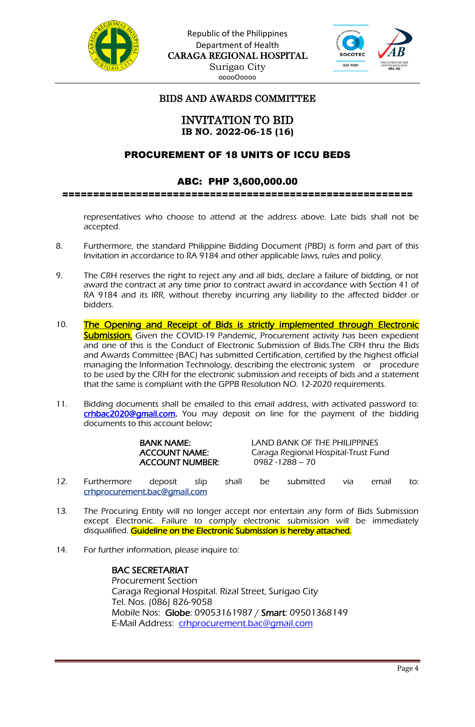Republic of the Philippines
Department of Health
CARAGA REGIONAL HOSPITAL
Surigao City
oooo0oooo

## BIDS AND AWARDS COMMITTEE

# INVITATION TO BID
**IB NO. 2022-06-15 (16)**

## PROCUREMENT OF 18 UNITS OF ICCU BEDS

## ABC: PHP 3,600,000.00

=========================================================

representatives who choose to attend at the address above. Late bids shall not be accepted.

8. Furthermore, the standard Philippine Bidding Document (PBD) is form and part of this Invitation in accordance to RA 9184 and other applicable laws, rules and policy.

9. The CRH reserves the right to reject any and all bids, declare a failure of bidding, or not award the contract at any time prior to contract award in accordance with Section 41 of RA 9184 and its IRR, without thereby incurring any liability to the affected bidder or bidders.

10. **The Opening and Receipt of Bids is strictly implemented through Electronic Submission.** Given the COVID-19 Pandemic, Procurement activity has been expedient and one of this is the Conduct of Electronic Submission of Bids.The CRH thru the Bids and Awards Committee (BAC) has submitted Certification, certified by the highest official managing the Information Technology, describing the electronic system or procedure to be used by the CRH for the electronic submission and receipts of bids and a statement that the same is compliant with the GPPB Resolution NO. 12-2020 requirements.

11. Bidding documents shall be emailed to this email address, with activated password to: crhbac2020@gmail.com. You may deposit on line for the payment of the bidding documents to this account below:

| | |
|---|---|
| **BANK NAME:** | LAND BANK OF THE PHILIPPINES |
| **ACCOUNT NAME:** | Caraga Regional Hospital-Trust Fund |
| **ACCOUNT NUMBER:** | 0982 -1288 – 70 |

12. Furthermore deposit slip shall be submitted via email to: crhprocurement.bac@gmail.com

13. The Procuring Entity will no longer accept nor entertain any form of Bids Submission except Electronic. Failure to comply electronic submission will be immediately disqualified. **Guideline on the Electronic Submission is hereby attached.**

14. For further information, please inquire to:

**BAC SECRETARIAT**
Procurement Section
Caraga Regional Hospital. Rizal Street, Surigao City
Tel. Nos. (086) 826-9058
Mobile Nos: **Globe**: 09053161987 / **Smart**: 09501368149
E-Mail Address: crhprocurement.bac@gmail.com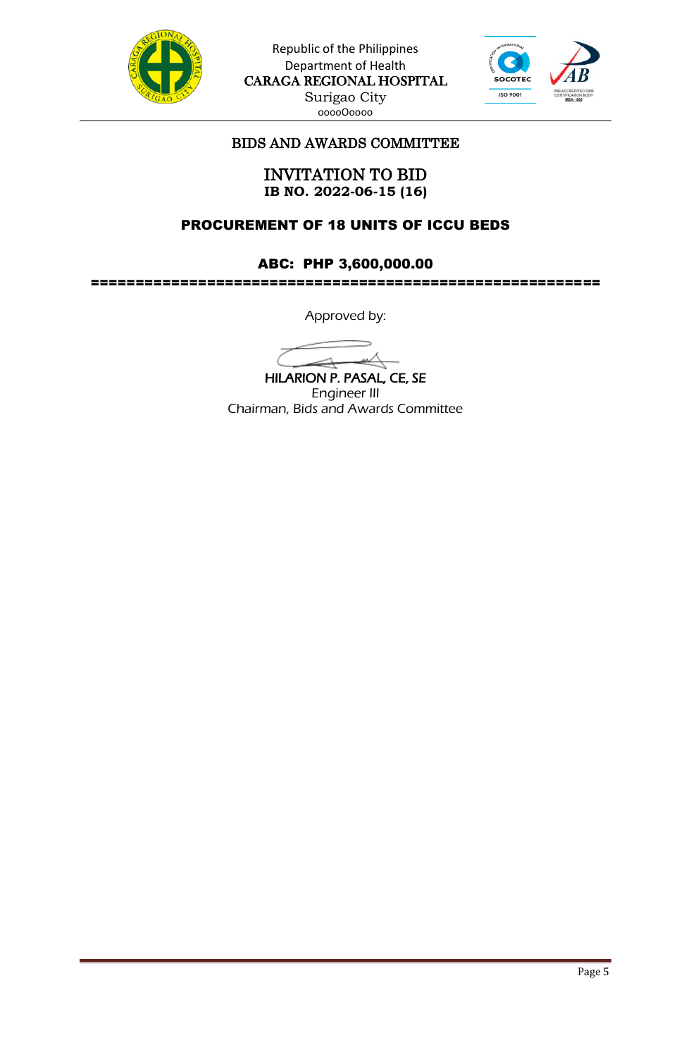Republic of the Philippines
Department of Health
CARAGA REGIONAL HOSPITAL
Surigao City
oooo0oooo

## BIDS AND AWARDS COMMITTEE

# INVITATION TO BID
**IB NO. 2022-06-15 (16)**

## PROCUREMENT OF 18 UNITS OF ICCU BEDS

**ABC: PHP 3,600,000.00**

========================================================

Approved by:

**HILARION P. PASAL, CE, SE**
Engineer III
Chairman, Bids and Awards Committee